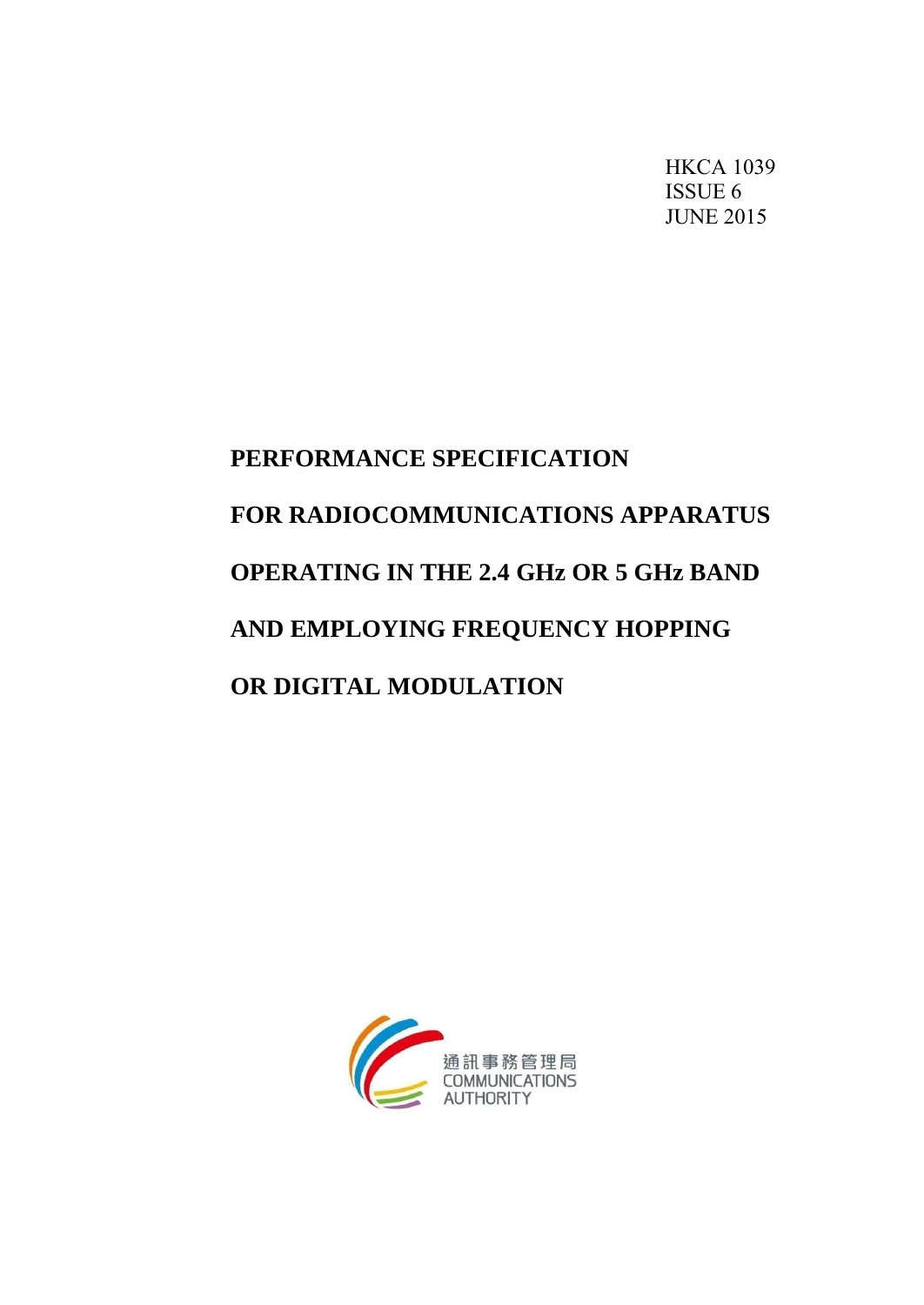HKCA 1039
ISSUE 6
JUNE 2015

# PERFORMANCE SPECIFICATION FOR RADIOCOMMUNICATIONS APPARATUS OPERATING IN THE 2.4 GHz OR 5 GHz BAND AND EMPLOYING FREQUENCY HOPPING OR DIGITAL MODULATION

通訊事務管理局
COMMUNICATIONS
AUTHORITY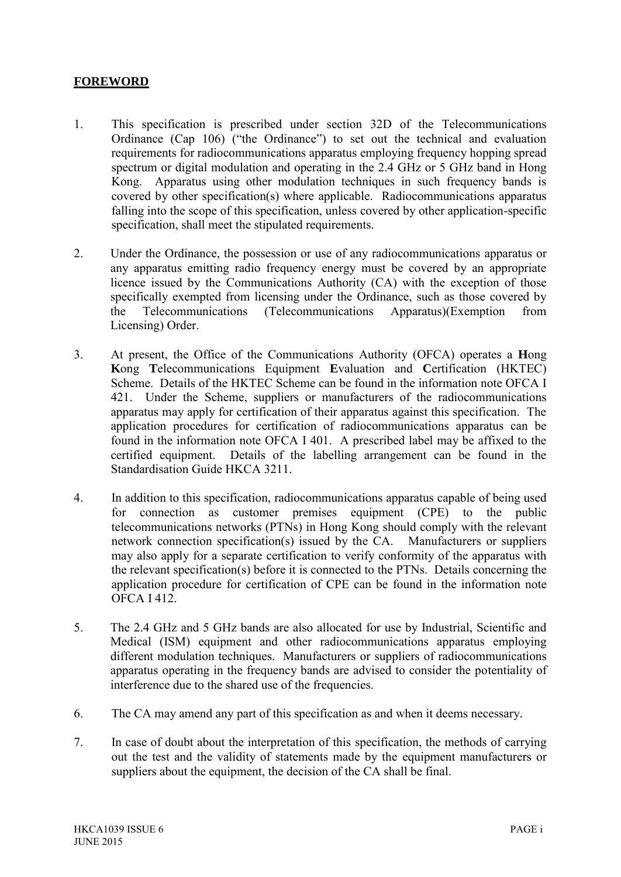## FOREWORD

1. This specification is prescribed under section 32D of the Telecommunications Ordinance (Cap 106) ("the Ordinance") to set out the technical and evaluation requirements for radiocommunications apparatus employing frequency hopping spread spectrum or digital modulation and operating in the 2.4 GHz or 5 GHz band in Hong Kong. Apparatus using other modulation techniques in such frequency bands is covered by other specification(s) where applicable. Radiocommunications apparatus falling into the scope of this specification, unless covered by other application-specific specification, shall meet the stipulated requirements.

2. Under the Ordinance, the possession or use of any radiocommunications apparatus or any apparatus emitting radio frequency energy must be covered by an appropriate licence issued by the Communications Authority (CA) with the exception of those specifically exempted from licensing under the Ordinance, such as those covered by the Telecommunications (Telecommunications Apparatus)(Exemption from Licensing) Order.

3. At present, the Office of the Communications Authority (OFCA) operates a **H**ong **K**ong **T**elecommunications Equipment **E**valuation and **C**ertification (HKTEC) Scheme. Details of the HKTEC Scheme can be found in the information note OFCA I 421. Under the Scheme, suppliers or manufacturers of the radiocommunications apparatus may apply for certification of their apparatus against this specification. The application procedures for certification of radiocommunications apparatus can be found in the information note OFCA I 401. A prescribed label may be affixed to the certified equipment. Details of the labelling arrangement can be found in the Standardisation Guide HKCA 3211.

4. In addition to this specification, radiocommunications apparatus capable of being used for connection as customer premises equipment (CPE) to the public telecommunications networks (PTNs) in Hong Kong should comply with the relevant network connection specification(s) issued by the CA. Manufacturers or suppliers may also apply for a separate certification to verify conformity of the apparatus with the relevant specification(s) before it is connected to the PTNs. Details concerning the application procedure for certification of CPE can be found in the information note OFCA I 412.

5. The 2.4 GHz and 5 GHz bands are also allocated for use by Industrial, Scientific and Medical (ISM) equipment and other radiocommunications apparatus employing different modulation techniques. Manufacturers or suppliers of radiocommunications apparatus operating in the frequency bands are advised to consider the potentiality of interference due to the shared use of the frequencies.

6. The CA may amend any part of this specification as and when it deems necessary.

7. In case of doubt about the interpretation of this specification, the methods of carrying out the test and the validity of statements made by the equipment manufacturers or suppliers about the equipment, the decision of the CA shall be final.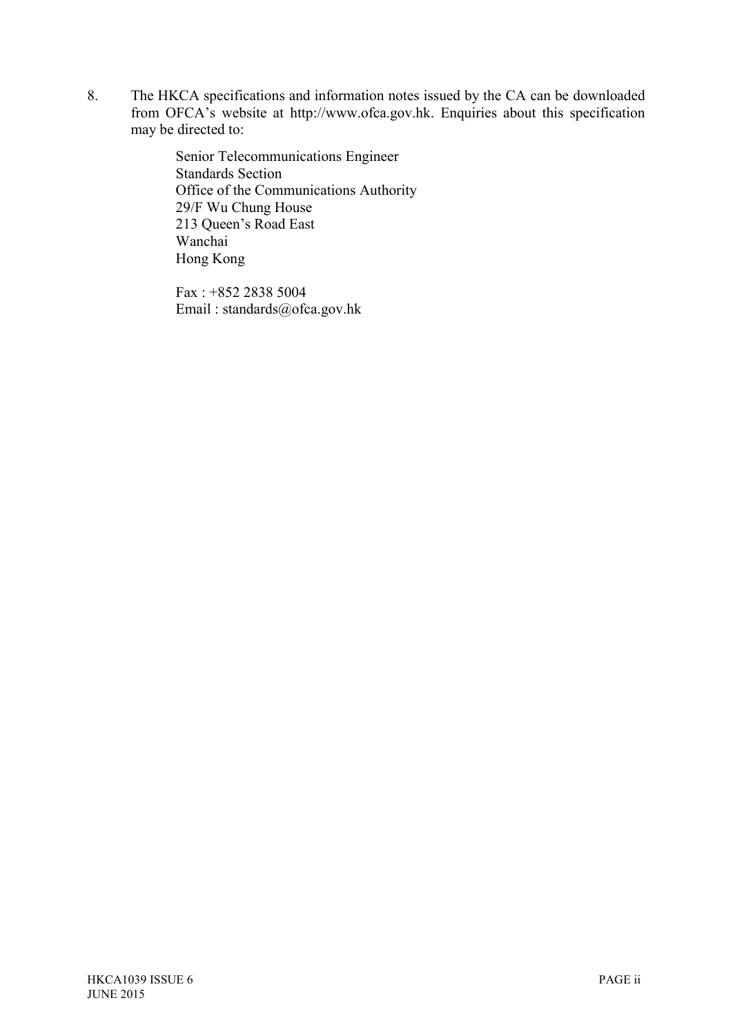8. The HKCA specifications and information notes issued by the CA can be downloaded from OFCA's website at http://www.ofca.gov.hk. Enquiries about this specification may be directed to:

   Senior Telecommunications Engineer  
   Standards Section  
   Office of the Communications Authority  
   29/F Wu Chung House  
   213 Queen's Road East  
   Wanchai  
   Hong Kong

   Fax : +852 2838 5004  
   Email : standards@ofca.gov.hk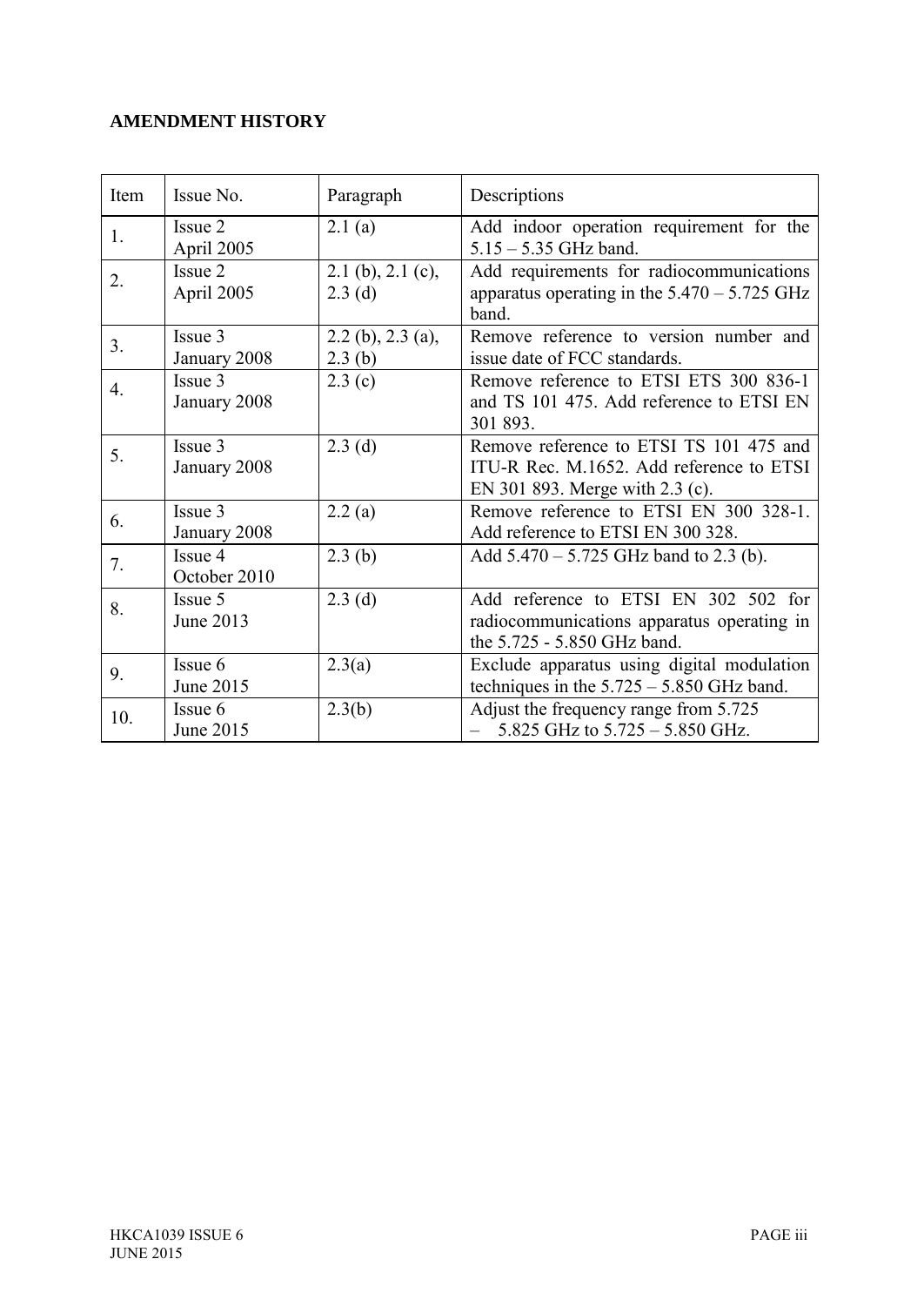**AMENDMENT HISTORY**

| Item | Issue No. | Paragraph | Descriptions |
|---|---|---|---|
| 1. | Issue 2 April 2005 | 2.1 (a) | Add indoor operation requirement for the 5.15 – 5.35 GHz band. |
| 2. | Issue 2 April 2005 | 2.1 (b), 2.1 (c), 2.3 (d) | Add requirements for radiocommunications apparatus operating in the 5.470 – 5.725 GHz band. |
| 3. | Issue 3 January 2008 | 2.2 (b), 2.3 (a), 2.3 (b) | Remove reference to version number and issue date of FCC standards. |
| 4. | Issue 3 January 2008 | 2.3 (c) | Remove reference to ETSI ETS 300 836-1 and TS 101 475. Add reference to ETSI EN 301 893. |
| 5. | Issue 3 January 2008 | 2.3 (d) | Remove reference to ETSI TS 101 475 and ITU-R Rec. M.1652. Add reference to ETSI EN 301 893. Merge with 2.3 (c). |
| 6. | Issue 3 January 2008 | 2.2 (a) | Remove reference to ETSI EN 300 328-1. Add reference to ETSI EN 300 328. |
| 7. | Issue 4 October 2010 | 2.3 (b) | Add 5.470 – 5.725 GHz band to 2.3 (b). |
| 8. | Issue 5 June 2013 | 2.3 (d) | Add reference to ETSI EN 302 502 for radiocommunications apparatus operating in the 5.725 - 5.850 GHz band. |
| 9. | Issue 6 June 2015 | 2.3(a) | Exclude apparatus using digital modulation techniques in the 5.725 – 5.850 GHz band. |
| 10. | Issue 6 June 2015 | 2.3(b) | Adjust the frequency range from 5.725 – 5.825 GHz to 5.725 – 5.850 GHz. |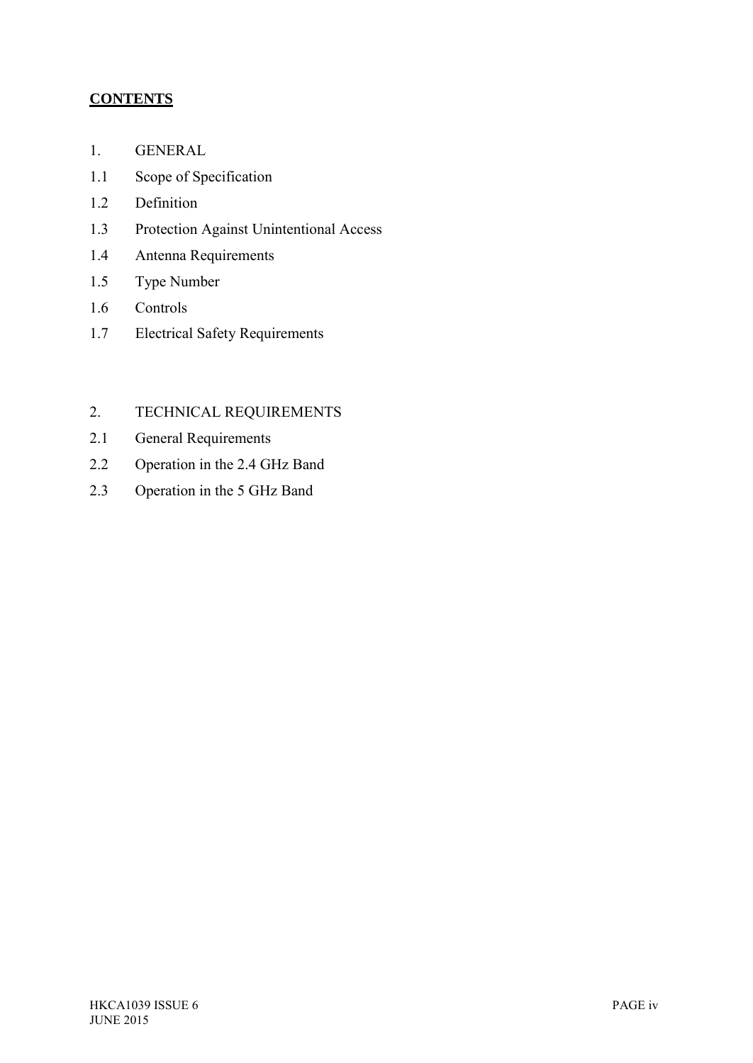## CONTENTS

1. GENERAL
1.1 Scope of Specification
1.2 Definition
1.3 Protection Against Unintentional Access
1.4 Antenna Requirements
1.5 Type Number
1.6 Controls
1.7 Electrical Safety Requirements

2. TECHNICAL REQUIREMENTS
2.1 General Requirements
2.2 Operation in the 2.4 GHz Band
2.3 Operation in the 5 GHz Band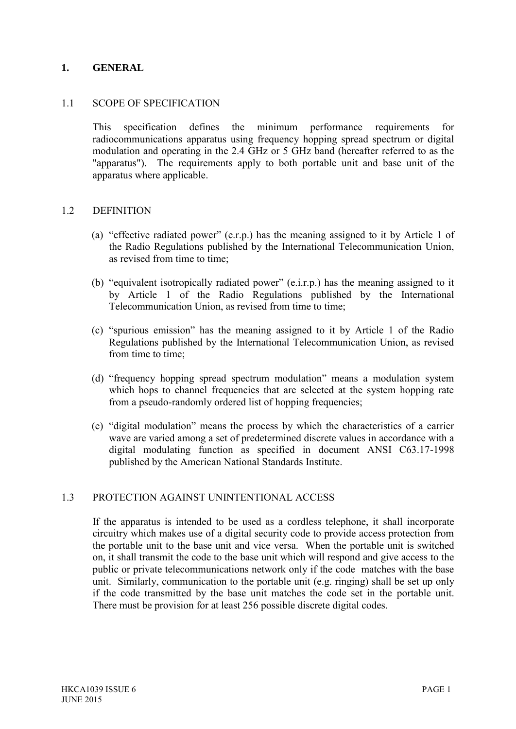# 1. GENERAL

## 1.1 SCOPE OF SPECIFICATION

This specification defines the minimum performance requirements for radiocommunications apparatus using frequency hopping spread spectrum or digital modulation and operating in the 2.4 GHz or 5 GHz band (hereafter referred to as the "apparatus"). The requirements apply to both portable unit and base unit of the apparatus where applicable.

## 1.2 DEFINITION

(a) "effective radiated power" (e.r.p.) has the meaning assigned to it by Article 1 of the Radio Regulations published by the International Telecommunication Union, as revised from time to time;

(b) "equivalent isotropically radiated power" (e.i.r.p.) has the meaning assigned to it by Article 1 of the Radio Regulations published by the International Telecommunication Union, as revised from time to time;

(c) "spurious emission" has the meaning assigned to it by Article 1 of the Radio Regulations published by the International Telecommunication Union, as revised from time to time;

(d) "frequency hopping spread spectrum modulation" means a modulation system which hops to channel frequencies that are selected at the system hopping rate from a pseudo-randomly ordered list of hopping frequencies;

(e) "digital modulation" means the process by which the characteristics of a carrier wave are varied among a set of predetermined discrete values in accordance with a digital modulating function as specified in document ANSI C63.17-1998 published by the American National Standards Institute.

## 1.3 PROTECTION AGAINST UNINTENTIONAL ACCESS

If the apparatus is intended to be used as a cordless telephone, it shall incorporate circuitry which makes use of a digital security code to provide access protection from the portable unit to the base unit and vice versa. When the portable unit is switched on, it shall transmit the code to the base unit which will respond and give access to the public or private telecommunications network only if the code matches with the base unit. Similarly, communication to the portable unit (e.g. ringing) shall be set up only if the code transmitted by the base unit matches the code set in the portable unit. There must be provision for at least 256 possible discrete digital codes.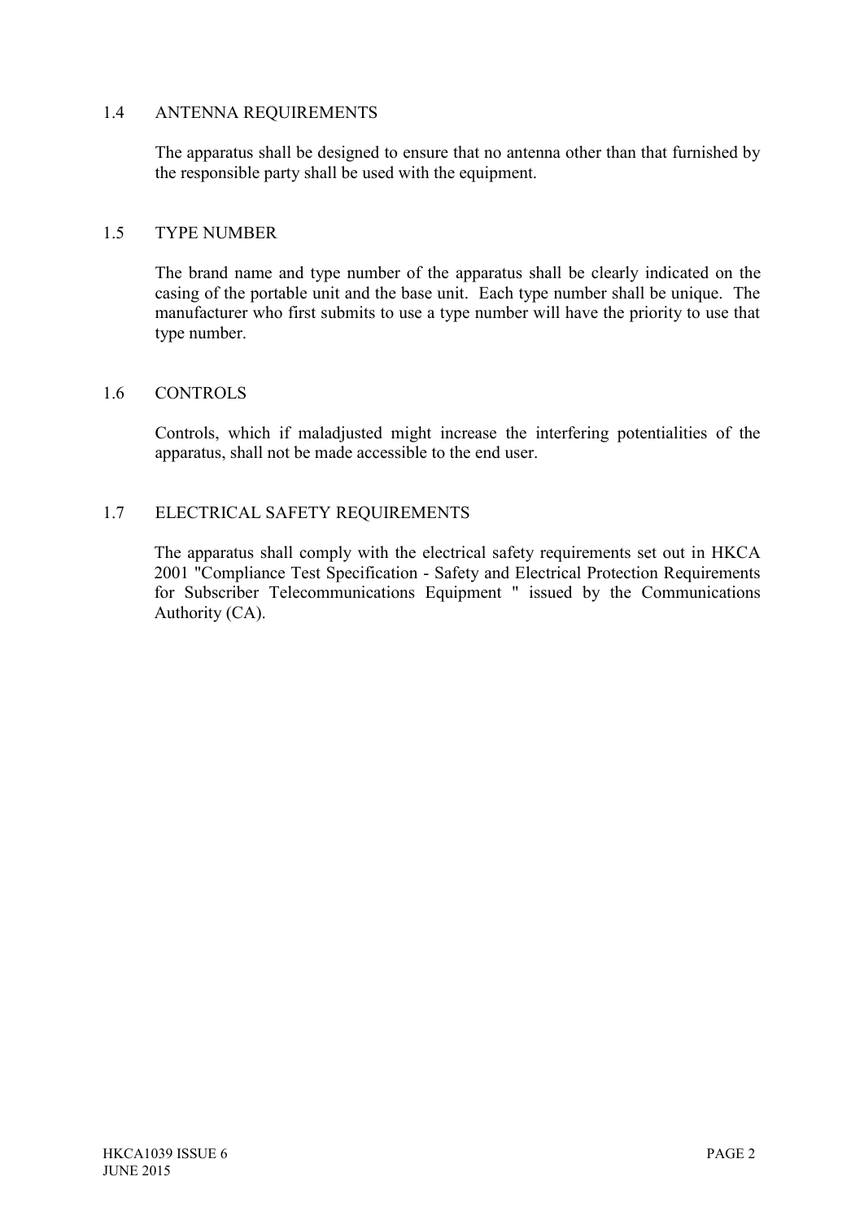## 1.4 ANTENNA REQUIREMENTS

The apparatus shall be designed to ensure that no antenna other than that furnished by the responsible party shall be used with the equipment.

## 1.5 TYPE NUMBER

The brand name and type number of the apparatus shall be clearly indicated on the casing of the portable unit and the base unit. Each type number shall be unique. The manufacturer who first submits to use a type number will have the priority to use that type number.

## 1.6 CONTROLS

Controls, which if maladjusted might increase the interfering potentialities of the apparatus, shall not be made accessible to the end user.

## 1.7 ELECTRICAL SAFETY REQUIREMENTS

The apparatus shall comply with the electrical safety requirements set out in HKCA 2001 "Compliance Test Specification - Safety and Electrical Protection Requirements for Subscriber Telecommunications Equipment " issued by the Communications Authority (CA).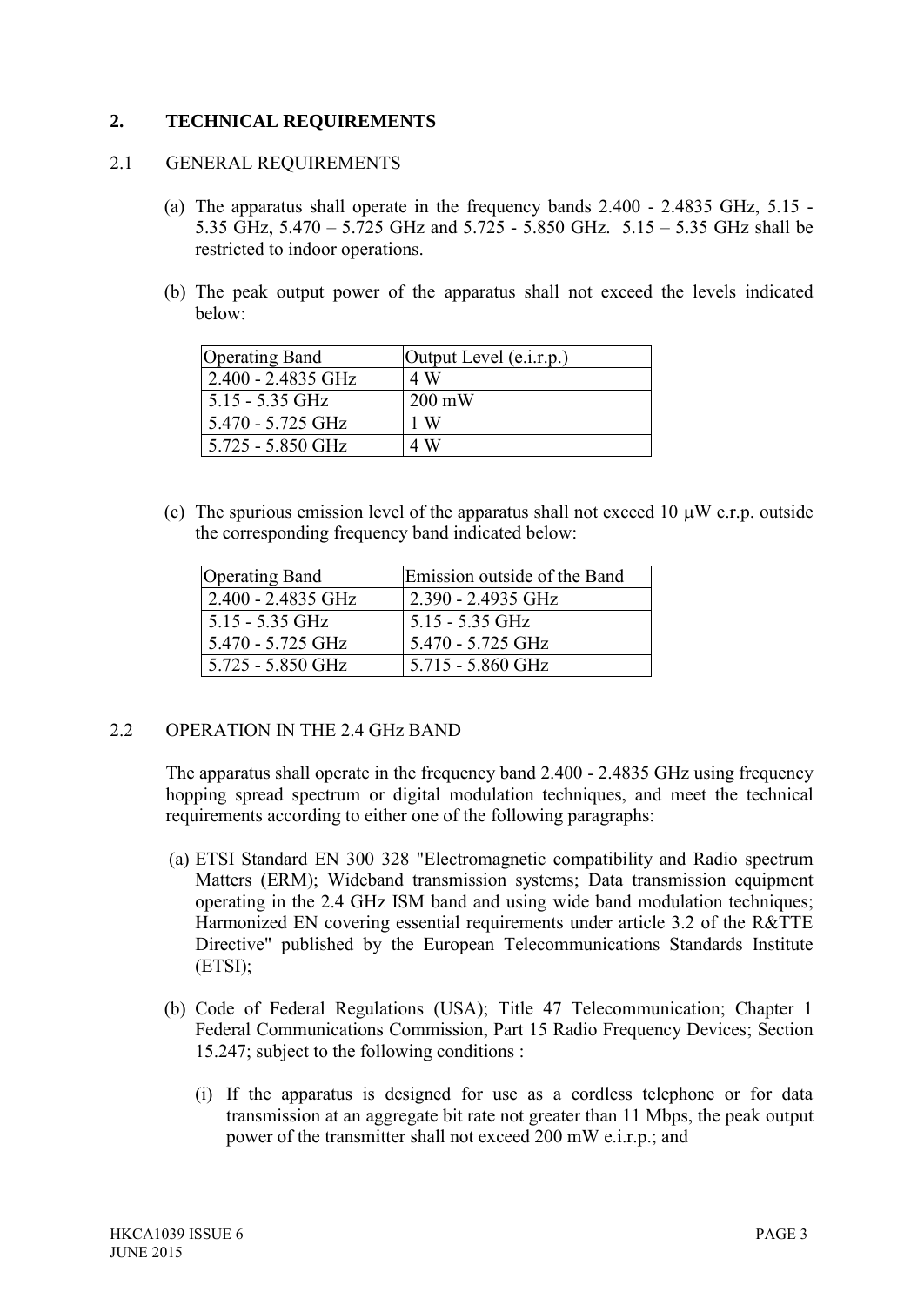## 2. TECHNICAL REQUIREMENTS

### 2.1 GENERAL REQUIREMENTS

(a) The apparatus shall operate in the frequency bands 2.400 - 2.4835 GHz, 5.15 - 5.35 GHz, 5.470 – 5.725 GHz and 5.725 - 5.850 GHz. 5.15 – 5.35 GHz shall be restricted to indoor operations.

(b) The peak output power of the apparatus shall not exceed the levels indicated below:

| Operating Band | Output Level (e.i.r.p.) |
|---|---|
| 2.400 - 2.4835 GHz | 4 W |
| 5.15 - 5.35 GHz | 200 mW |
| 5.470 - 5.725 GHz | 1 W |
| 5.725 - 5.850 GHz | 4 W |

(c) The spurious emission level of the apparatus shall not exceed 10 μW e.r.p. outside the corresponding frequency band indicated below:

| Operating Band | Emission outside of the Band |
|---|---|
| 2.400 - 2.4835 GHz | 2.390 - 2.4935 GHz |
| 5.15 - 5.35 GHz | 5.15 - 5.35 GHz |
| 5.470 - 5.725 GHz | 5.470 - 5.725 GHz |
| 5.725 - 5.850 GHz | 5.715 - 5.860 GHz |

### 2.2 OPERATION IN THE 2.4 GHz BAND

The apparatus shall operate in the frequency band 2.400 - 2.4835 GHz using frequency hopping spread spectrum or digital modulation techniques, and meet the technical requirements according to either one of the following paragraphs:

(a) ETSI Standard EN 300 328 "Electromagnetic compatibility and Radio spectrum Matters (ERM); Wideband transmission systems; Data transmission equipment operating in the 2.4 GHz ISM band and using wide band modulation techniques; Harmonized EN covering essential requirements under article 3.2 of the R&TTE Directive" published by the European Telecommunications Standards Institute (ETSI);

(b) Code of Federal Regulations (USA); Title 47 Telecommunication; Chapter 1 Federal Communications Commission, Part 15 Radio Frequency Devices; Section 15.247; subject to the following conditions :

(i) If the apparatus is designed for use as a cordless telephone or for data transmission at an aggregate bit rate not greater than 11 Mbps, the peak output power of the transmitter shall not exceed 200 mW e.i.r.p.; and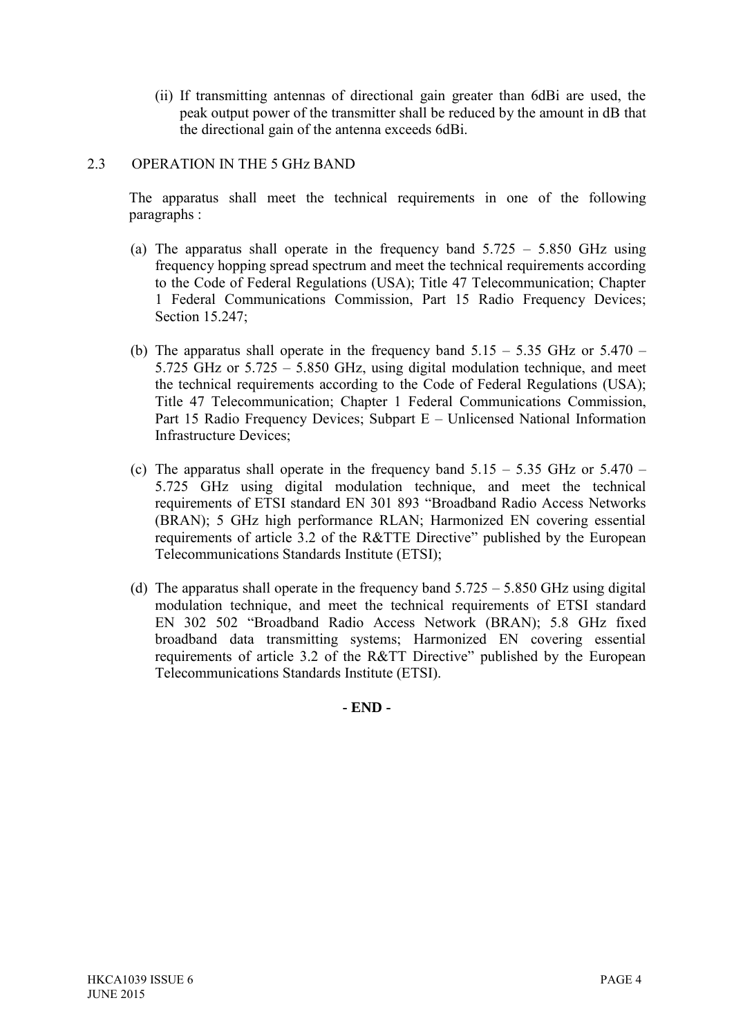(ii) If transmitting antennas of directional gain greater than 6dBi are used, the peak output power of the transmitter shall be reduced by the amount in dB that the directional gain of the antenna exceeds 6dBi.

## 2.3 OPERATION IN THE 5 GHz BAND

The apparatus shall meet the technical requirements in one of the following paragraphs :

(a) The apparatus shall operate in the frequency band 5.725 – 5.850 GHz using frequency hopping spread spectrum and meet the technical requirements according to the Code of Federal Regulations (USA); Title 47 Telecommunication; Chapter 1 Federal Communications Commission, Part 15 Radio Frequency Devices; Section 15.247;

(b) The apparatus shall operate in the frequency band 5.15 – 5.35 GHz or 5.470 – 5.725 GHz or 5.725 – 5.850 GHz, using digital modulation technique, and meet the technical requirements according to the Code of Federal Regulations (USA); Title 47 Telecommunication; Chapter 1 Federal Communications Commission, Part 15 Radio Frequency Devices; Subpart E – Unlicensed National Information Infrastructure Devices;

(c) The apparatus shall operate in the frequency band 5.15 – 5.35 GHz or 5.470 – 5.725 GHz using digital modulation technique, and meet the technical requirements of ETSI standard EN 301 893 "Broadband Radio Access Networks (BRAN); 5 GHz high performance RLAN; Harmonized EN covering essential requirements of article 3.2 of the R&TTE Directive" published by the European Telecommunications Standards Institute (ETSI);

(d) The apparatus shall operate in the frequency band 5.725 – 5.850 GHz using digital modulation technique, and meet the technical requirements of ETSI standard EN 302 502 "Broadband Radio Access Network (BRAN); 5.8 GHz fixed broadband data transmitting systems; Harmonized EN covering essential requirements of article 3.2 of the R&TT Directive" published by the European Telecommunications Standards Institute (ETSI).

**- END -**